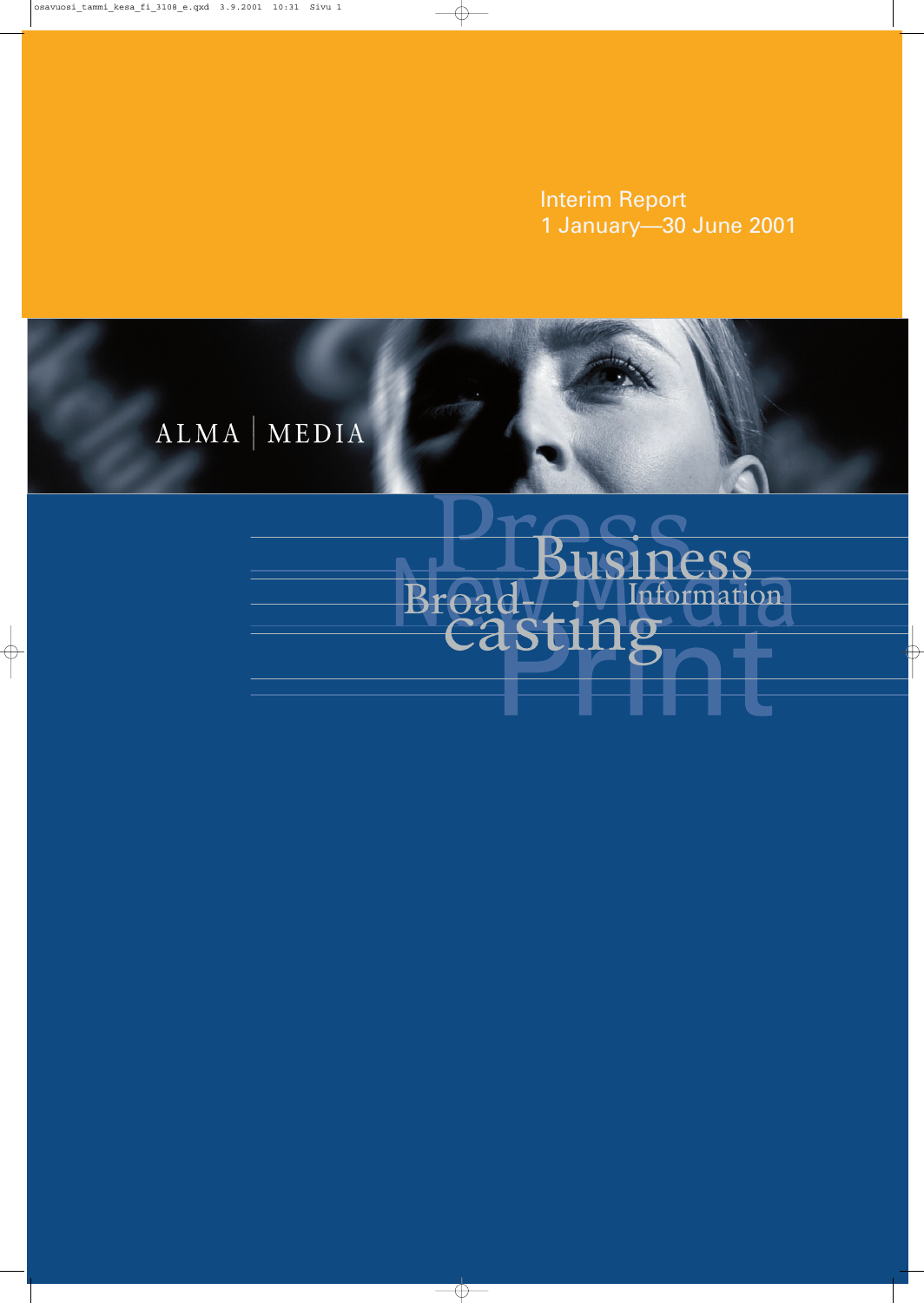# Interim Report
1 January—30 June 2001

ALMA | MEDIA

Press
Business
New Media
Broad-
casting
Information
Print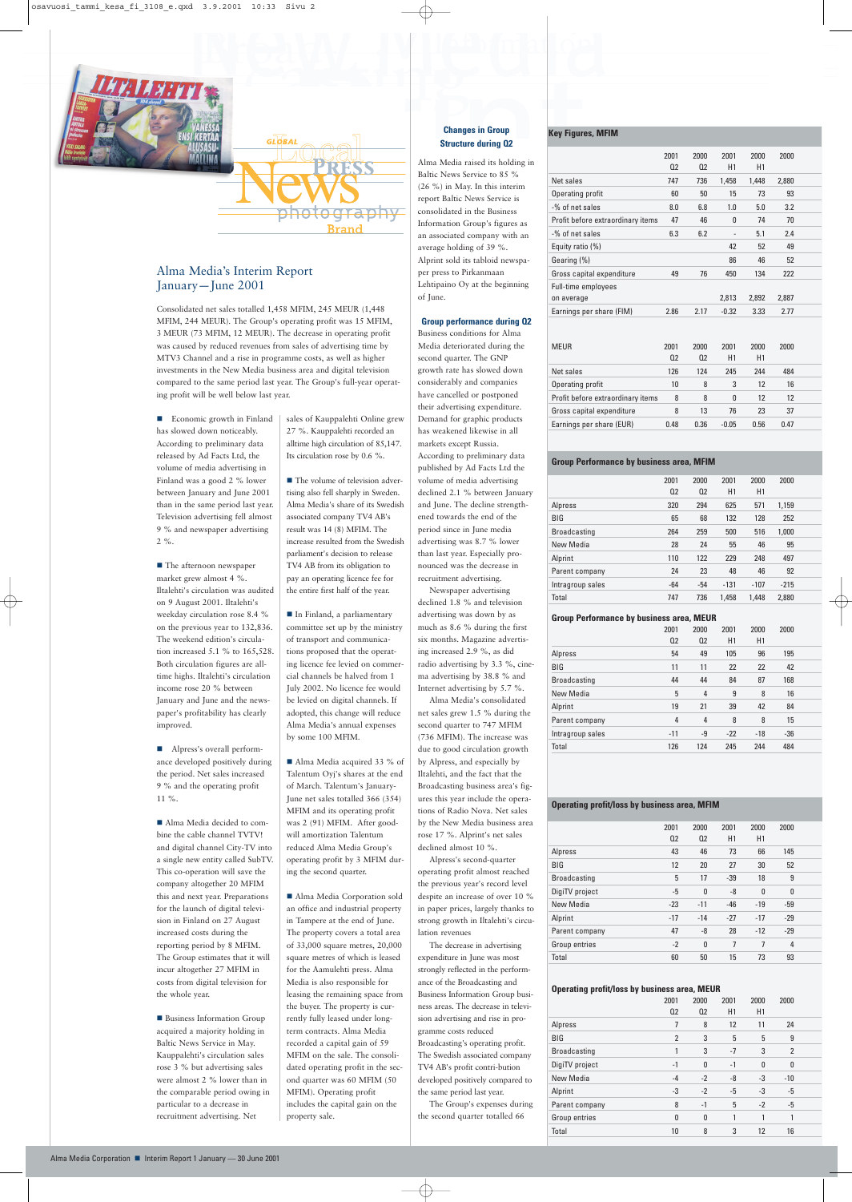## Alma Media's Interim Report January—June 2001

Consolidated net sales totalled 1,458 MFIM, 245 MEUR (1,448 MFIM, 244 MEUR). The Group's operating profit was 15 MFIM, 3 MEUR (73 MFIM, 12 MEUR). The decrease in operating profit was caused by reduced revenues from sales of advertising time by MTV3 Channel and a rise in programme costs, as well as higher investments in the New Media business area and digital television compared to the same period last year. The Group's full-year operating profit will be well below last year.

■ Economic growth in Finland has slowed down noticeably. According to preliminary data released by Ad Facts Ltd, the volume of media advertising in Finland was a good 2 % lower between January and June 2001 than in the same period last year. Television advertising fell almost 9 % and newspaper advertising 2 %.

■ The afternoon newspaper market grew almost 4 %. Iltalehti's circulation was audited on 9 August 2001. Iltalehti's weekday circulation rose 8.4 % on the previous year to 132,836. The weekend edition's circulation increased 5.1 % to 165,528. Both circulation figures are all-time highs. Iltalehti's circulation income rose 20 % between January and June and the newspaper's profitability has clearly improved.

■ Alpress's overall performance developed positively during the period. Net sales increased 9 % and the operating profit 11 %.

■ Alma Media decided to combine the cable channel TVTV! and digital channel City-TV into a single new entity called SubTV. This co-operation will save the company altogether 20 MFIM this and next year. Preparations for the launch of digital television in Finland on 27 August increased costs during the reporting period by 8 MFIM. The Group estimates that it will incur altogether 27 MFIM in costs from digital television for the whole year.

■ Business Information Group acquired a majority holding in Baltic News Service in May. Kauppalehti's circulation sales rose 3 % but advertising sales were almost 2 % lower than in the comparable period owing in particular to a decrease in recruitment advertising. Net sales of Kauppalehti Online grew 27 %. Kauppalehti recorded an alltime high circulation of 85,147. Its circulation rose by 0.6 %.

■ The volume of television advertising also fell sharply in Sweden. Alma Media's share of its Swedish associated company TV4 AB's result was 14 (8) MFIM. The increase resulted from the Swedish parliament's decision to release TV4 AB from its obligation to pay an operating licence fee for the entire first half of the year.

■ In Finland, a parliamentary committee set up by the ministry of transport and communications proposed that the operating licence fee levied on commercial channels be halved from 1 July 2002. No licence fee would be levied on digital channels. If adopted, this change will reduce Alma Media's annual expenses by some 100 MFIM.

■ Alma Media acquired 33 % of Talentum Oyj's shares at the end of March. Talentum's January-June net sales totalled 366 (354) MFIM and its operating profit was 2 (91) MFIM. After goodwill amortization Talentum reduced Alma Media Group's operating profit by 3 MFIM during the second quarter.

■ Alma Media Corporation sold an office and industrial property in Tampere at the end of June. The property covers a total area of 33,000 square metres, 20,000 square metres of which is leased for the Aamulehti press. Alma Media is also responsible for leasing the remaining space from the buyer. The property is currently fully leased under long-term contracts. Alma Media recorded a capital gain of 59 MFIM on the sale. The consolidated operating profit in the second quarter was 60 MFIM (50 MFIM). Operating profit includes the capital gain on the property sale.

### Changes in Group Structure during Q2

Alma Media raised its holding in Baltic News Service to 85 % (26 %) in May. In this interim report Baltic News Service is consolidated in the Business Information Group's figures as an associated company with an average holding of 39 %.

Alprint sold its tabloid newspaper press to Pirkanmaan Lehtipaino Oy at the beginning of June.

### Group performance during Q2

Business conditions for Alma Media deteriorated during the second quarter. The GNP growth rate has slowed down considerably and companies have cancelled or postponed their advertising expenditure. Demand for graphic products has weakened likewise in all markets except Russia.

According to preliminary data published by Ad Facts Ltd the volume of media advertising declined 2.1 % between January and June. The decline strengthened towards the end of the period since in June media advertising was 8.7 % lower than last year. Especially pronounced was the decrease in recruitment advertising.

Newspaper advertising declined 1.8 % and television advertising was down by as much as 8.6 % during the first six months. Magazine advertising increased 2.9 %, as did radio advertising by 3.3 %, cinema advertising by 38.8 % and Internet advertising by 5.7 %.

Alma Media's consolidated net sales grew 1.5 % during the second quarter to 747 MFIM (736 MFIM). The increase was due to good circulation growth by Alpress, and especially by Iltalehti, and the fact that the Broadcasting business area's figures this year include the operations of Radio Nova. Net sales by the New Media business area rose 17 %. Alprint's net sales declined almost 10 %.

Alpress's second-quarter operating profit almost reached the previous year's record level despite an increase of over 10 % in paper prices, largely thanks to strong growth in Iltalehti's circulation revenues.

The decrease in advertising expenditure in June was most strongly reflected in the performance of the Broadcasting and Business Information Group business areas. The decrease in television advertising and rise in programme costs reduced Broadcasting's operating profit. The Swedish associated company TV4 AB's profit contri-bution developed positively compared to the same period last year.

The Group's expenses during the second quarter totalled 66

### Key Figures, MFIM

| | 2001 Q2 | 2000 Q2 | 2001 H1 | 2000 H1 | 2000 |
|---|---|---|---|---|---|
| Net sales | 747 | 736 | 1,458 | 1,448 | 2,880 |
| Operating profit | 60 | 50 | 15 | 73 | 93 |
| -% of net sales | 8.0 | 6.8 | 1.0 | 5.0 | 3.2 |
| Profit before extraordinary items | 47 | 46 | 0 | 74 | 70 |
| -% of net sales | 6.3 | 6.2 | - | 5.1 | 2.4 |
| Equity ratio (%) | | | 42 | 52 | 49 |
| Gearing (%) | | | 86 | 46 | 52 |
| Gross capital expenditure | 49 | 76 | 450 | 134 | 222 |
| Full-time employees on average | | | 2,813 | 2,892 | 2,887 |
| Earnings per share (FIM) | 2.86 | 2.17 | -0.32 | 3.33 | 2.77 |

| MEUR | 2001 Q2 | 2000 Q2 | 2001 H1 | 2000 H1 | 2000 |
|---|---|---|---|---|---|
| Net sales | 126 | 124 | 245 | 244 | 484 |
| Operating profit | 10 | 8 | 3 | 12 | 16 |
| Profit before extraordinary items | 8 | 8 | 0 | 12 | 12 |
| Gross capital expenditure | 8 | 13 | 76 | 23 | 37 |
| Earnings per share (EUR) | 0.48 | 0.36 | -0.05 | 0.56 | 0.47 |

### Group Performance by business area, MFIM

| | 2001 Q2 | 2000 Q2 | 2001 H1 | 2000 H1 | 2000 |
|---|---|---|---|---|---|
| Alpress | 320 | 294 | 625 | 571 | 1,159 |
| BIG | 65 | 68 | 132 | 128 | 252 |
| Broadcasting | 264 | 259 | 500 | 516 | 1,000 |
| New Media | 28 | 24 | 55 | 46 | 95 |
| Alprint | 110 | 122 | 229 | 248 | 497 |
| Parent company | 24 | 23 | 48 | 46 | 92 |
| Intragroup sales | -64 | -54 | -131 | -107 | -215 |
| Total | 747 | 736 | 1,458 | 1,448 | 2,880 |

### Group Performance by business area, MEUR

| | 2001 Q2 | 2000 Q2 | 2001 H1 | 2000 H1 | 2000 |
|---|---|---|---|---|---|
| Alpress | 54 | 49 | 105 | 96 | 195 |
| BIG | 11 | 11 | 22 | 22 | 42 |
| Broadcasting | 44 | 44 | 84 | 87 | 168 |
| New Media | 5 | 4 | 9 | 8 | 16 |
| Alprint | 19 | 21 | 39 | 42 | 84 |
| Parent company | 4 | 4 | 8 | 8 | 15 |
| Intragroup sales | -11 | -9 | -22 | -18 | -36 |
| Total | 126 | 124 | 245 | 244 | 484 |

### Operating profit/loss by business area, MFIM

| | 2001 Q2 | 2000 Q2 | 2001 H1 | 2000 H1 | 2000 |
|---|---|---|---|---|---|
| Alpress | 43 | 46 | 73 | 66 | 145 |
| BIG | 12 | 20 | 27 | 30 | 52 |
| Broadcasting | 5 | 17 | -39 | 18 | 9 |
| DigiTV project | -5 | 0 | -8 | 0 | 0 |
| New Media | -23 | -11 | -46 | -19 | -59 |
| Alprint | -17 | -14 | -27 | -17 | -29 |
| Parent company | 47 | -8 | 28 | -12 | -29 |
| Group entries | -2 | 0 | 7 | 7 | 4 |
| Total | 60 | 50 | 15 | 73 | 93 |

### Operating profit/loss by business area, MEUR

| | 2001 Q2 | 2000 Q2 | 2001 H1 | 2000 H1 | 2000 |
|---|---|---|---|---|---|
| Alpress | 7 | 8 | 12 | 11 | 24 |
| BIG | 2 | 3 | 5 | 5 | 9 |
| Broadcasting | 1 | 3 | -7 | 3 | 2 |
| DigiTV project | -1 | 0 | -1 | 0 | 0 |
| New Media | -4 | -2 | -8 | -3 | -10 |
| Alprint | -3 | -2 | -5 | -3 | -5 |
| Parent company | 8 | -1 | 5 | -2 | -5 |
| Group entries | 0 | 0 | 1 | 1 | 1 |
| Total | 10 | 8 | 3 | 12 | 16 |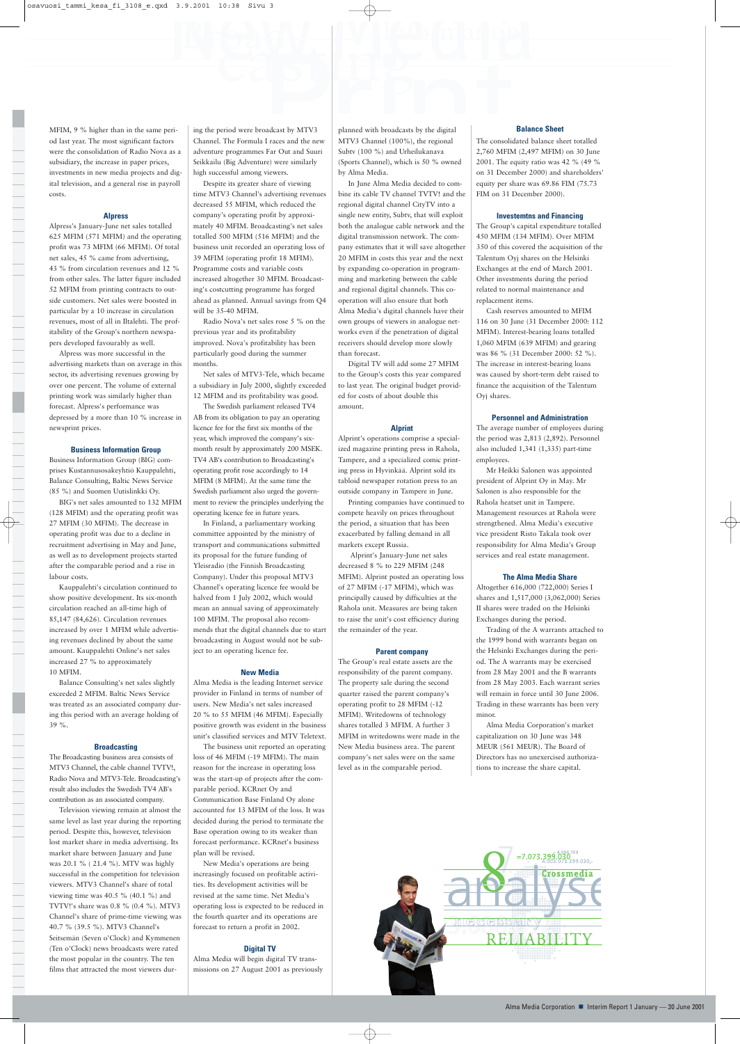MFIM, 9 % higher than in the same period last year. The most significant factors were the consolidation of Radio Nova as a subsidiary, the increase in paper prices, investments in new media projects and digital television, and a general rise in payroll costs.

### Alpress

Alpress's January-June net sales totalled 625 MFIM (571 MFIM) and the operating profit was 73 MFIM (66 MFIM). Of total net sales, 45 % came from advertising, 43 % from circulation revenues and 12 % from other sales. The latter figure included 52 MFIM from printing contracts to outside customers. Net sales were boosted in particular by a 10 increase in circulation revenues, most of all in Iltalehti. The profitability of the Group's northern newspapers developed favourably as well.

Alpress was more successful in the advertising markets than on average in this sector, its advertising revenues growing by over one percent. The volume of external printing work was similarly higher than forecast. Alpress's performance was depressed by a more than 10 % increase in newsprint prices.

### Business Information Group

Business Information Group (BIG) comprises Kustannusosakeyhtiö Kauppalehti, Balance Consulting, Baltic News Service (85 %) and Suomen Uutislinkki Oy.

BIG's net sales amounted to 132 MFIM (128 MFIM) and the operating profit was 27 MFIM (30 MFIM). The decrease in operating profit was due to a decline in recruitment advertising in May and June, as well as to development projects started after the comparable period and a rise in labour costs.

Kauppalehti's circulation continued to show positive development. Its six-month circulation reached an all-time high of 85,147 (84,626). Circulation revenues increased by over 1 MFIM while advertising revenues declined by about the same amount. Kauppalehti Online's net sales increased 27 % to approximately 10 MFIM.

Balance Consulting's net sales slightly exceeded 2 MFIM. Baltic News Service was treated as an associated company during this period with an average holding of 39 %.

### Broadcasting

The Broadcasting business area consists of MTV3 Channel, the cable channel TVTV!, Radio Nova and MTV3-Tele. Broadcasting's result also includes the Swedish TV4 AB's contribution as an associated company.

Television viewing remain at almost the same level as last year during the reporting period. Despite this, however, television lost market share in media advertising. Its market share between January and June was 20.1 % ( 21.4 %). MTV was highly successful in the competition for television viewers. MTV3 Channel's share of total viewing time was 40.5 % (40.1 %) and TVTV!'s share was 0.8 % (0.4 %). MTV3 Channel's share of prime-time viewing was 40.7 % (39.5 %). MTV3 Channel's Seitsemän (Seven o'Clock) and Kymmenen (Ten o'Clock) news broadcasts were rated the most popular in the country. The ten films that attracted the most viewers during the period were broadcast by MTV3 Channel. The Formula I races and the new adventure programmes Far Out and Suuri Seikkailu (Big Adventure) were similarly high successful among viewers.

Despite its greater share of viewing time MTV3 Channel's advertising revenues decreased 55 MFIM, which reduced the company's operating profit by approximately 40 MFIM. Broadcasting's net sales totalled 500 MFIM (516 MFIM) and the business unit recorded an operating loss of 39 MFIM (operating profit 18 MFIM). Programme costs and variable costs increased altogether 30 MFIM. Broadcasting's costcutting programme has forged ahead as planned. Annual savings from Q4 will be 35-40 MFIM.

Radio Nova's net sales rose 5 % on the previous year and its profitability improved. Nova's profitability has been particularly good during the summer months.

Net sales of MTV3-Tele, which became a subsidiary in July 2000, slightly exceeded 12 MFIM and its profitability was good.

The Swedish parliament released TV4 AB from its obligation to pay an operating licence fee for the first six months of the year, which improved the company's six-month result by approximately 200 MSEK. TV4 AB's contribution to Broadcasting's operating profit rose accordingly to 14 MFIM (8 MFIM). At the same time the Swedish parliament also urged the government to review the principles underlying the operating licence fee in future years.

In Finland, a parliamentary working committee appointed by the ministry of transport and communications submitted its proposal for the future funding of Yleisradio (the Finnish Broadcasting Company). Under this proposal MTV3 Channel's operating licence fee would be halved from 1 July 2002, which would mean an annual saving of approximately 100 MFIM. The proposal also recommends that the digital channels due to start broadcasting in August would not be subject to an operating licence fee.

### New Media

Alma Media is the leading Internet service provider in Finland in terms of number of users. New Media's net sales increased 20 % to 55 MFIM (46 MFIM). Especially positive growth was evident in the business unit's classified services and MTV Teletext.

The business unit reported an operating loss of 46 MFIM (-19 MFIM). The main reason for the increase in operating loss was the start-up of projects after the comparable period. KCRnet Oy and Communication Base Finland Oy alone accounted for 13 MFIM of the loss. It was decided during the period to terminate the Base operation owing to its weaker than forecast performance. KCRnet's business plan will be revised.

New Media's operations are being increasingly focused on profitable activities. Its development activities will be revised at the same time. Net Media's operating loss is expected to be reduced in the fourth quarter and its operations are forecast to return a profit in 2002.

### Digital TV

Alma Media will begin digital TV transmissions on 27 August 2001 as previously planned with broadcasts by the digital MTV3 Channel (100%), the regional Subtv (100 %) and Urheilukanava (Sports Channel), which is 50 % owned by Alma Media.

In June Alma Media decided to combine its cable TV channel TVTV! and the regional digital channel CityTV into a single new entity, Subtv, that will exploit both the analogue cable network and the digital transmission network. The company estimates that it will save altogether 20 MFIM in costs this year and the next by expanding co-operation in programming and marketing between the cable and regional digital channels. This cooperation will also ensure that both Alma Media's digital channels have their own groups of viewers in analogue networks even if the penetration of digital receivers should develop more slowly than forecast.

Digital TV will add some 27 MFIM to the Group's costs this year compared to last year. The original budget provided for costs of about double this amount.

### Alprint

Alprint's operations comprise a specialized magazine printing press in Rahola, Tampere, and a specialized comic printing press in Hyvinkää. Alprint sold its tabloid newspaper rotation press to an outside company in Tampere in June.

Printing companies have continued to compete heavily on prices throughout the period, a situation that has been exacerbated by falling demand in all markets except Russia.

Alprint's January-June net sales decreased 8 % to 229 MFIM (248 MFIM). Alprint posted an operating loss of 27 MFIM (-17 MFIM), which was principally caused by difficulties at the Rahola unit. Measures are being taken to raise the unit's cost efficiency during the remainder of the year.

### Parent company

The Group's real estate assets are the responsibility of the parent company. The property sale during the second quarter raised the parent company's operating profit to 28 MFIM (-12 MFIM). Writedowns of technology shares totalled 3 MFIM. A further 3 MFIM in writedowns were made in the New Media business area. The parent company's net sales were on the same level as in the comparable period.

### Balance Sheet

The consolidated balance sheet totalled 2,760 MFIM (2,497 MFIM) on 30 June 2001. The equity ratio was 42 % (49 % on 31 December 2000) and shareholders' equity per share was 69.86 FIM (75.73 FIM on 31 December 2000).

### Investemtns and Financing

The Group's capital expenditure totalled 450 MFIM (134 MFIM). Over MFIM 350 of this covered the acquisition of the Talentum Oyj shares on the Helsinki Exchanges at the end of March 2001. Other investments during the period related to normal maintenance and replacement items.

Cash reserves amounted to MFIM 116 on 30 June (31 December 2000: 112 MFIM). Interest-bearing loans totalled 1,060 MFIM (639 MFIM) and gearing was 86 % (31 December 2000: 52 %). The increase in interest-bearing loans was caused by short-term debt raised to finance the acquisition of the Talentum Oyj shares.

### Personnel and Administration

The average number of employees during the period was 2,813 (2,892). Personnel also included 1,341 (1,335) part-time employees.

Mr Heikki Salonen was appointed president of Alprint Oy in May. Mr Salonen is also responsible for the Rahola heatset unit in Tampere. Management resources at Rahola were strengthened. Alma Media's executive vice president Risto Takala took over responsibility for Alma Media's Group services and real estate management.

### The Alma Media Share

Altogether 616,000 (722,000) Series I shares and 1,517,000 (3,062,000) Series II shares were traded on the Helsinki Exchanges during the period.

Trading of the A warrants attached to the 1999 bond with warrants began on the Helsinki Exchanges during the period. The A warrants may be exercised from 28 May 2001 and the B warrants from 28 May 2003. Each warrant series will remain in force until 30 June 2006. Trading in these warrants has been very minor.

Alma Media Corporation's market capitalization on 30 June was 348 MEUR (561 MEUR). The Board of Directors has no unexercised authorizations to increase the share capital.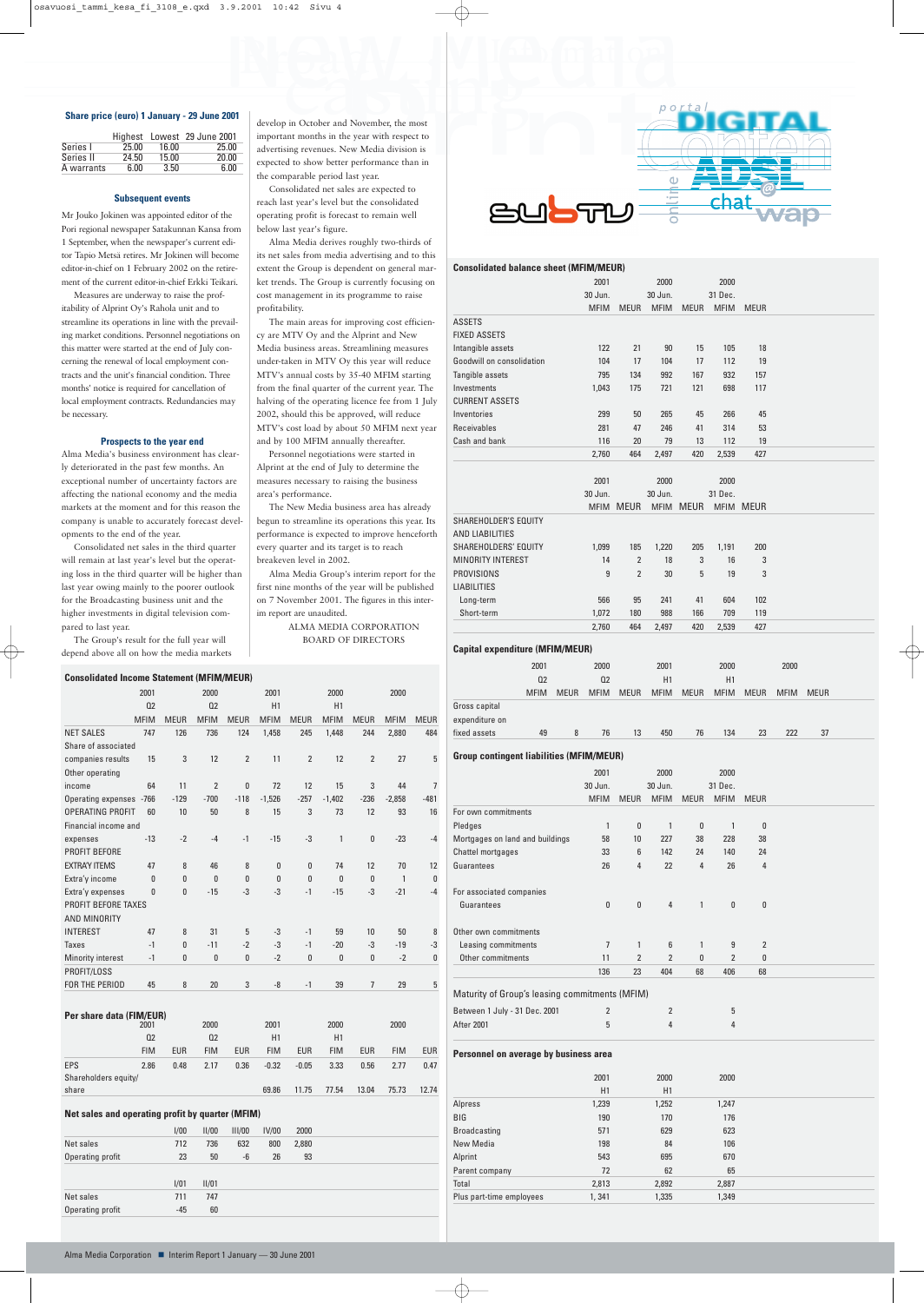**Share price (euro) 1 January - 29 June 2001**

| | Highest | Lowest | 29 June 2001 |
|---|---|---|---|
| Series I | 25.00 | 16.00 | 25.00 |
| Series II | 24.50 | 15.00 | 20.00 |
| A warrants | 6.00 | 3.50 | 6.00 |

**Subsequent events**

Mr Jouko Jokinen was appointed editor of the Pori regional newspaper Satakunnan Kansa from 1 September, when the newspaper's current editor Tapio Metsä retires. Mr Jokinen will become editor-in-chief on 1 February 2002 on the retirement of the current editor-in-chief Erkki Teikari.

Measures are underway to raise the profitability of Alprint Oy's Rahola unit and to streamline its operations in line with the prevailing market conditions. Personnel negotiations on this matter were started at the end of July concerning the renewal of local employment contracts and the unit's financial condition. Three months' notice is required for cancellation of local employment contracts. Redundancies may be necessary.

**Prospects to the year end**

Alma Media's business environment has clearly deteriorated in the past few months. An exceptional number of uncertainty factors are affecting the national economy and the media markets at the moment and for this reason the company is unable to accurately forecast developments to the end of the year.

Consolidated net sales in the third quarter will remain at last year's level but the operating loss in the third quarter will be higher than last year owing mainly to the poorer outlook for the Broadcasting business unit and the higher investments in digital television compared to last year.

The Group's result for the full year will depend above all on how the media markets develop in October and November, the most important months in the year with respect to advertising revenues. New Media division is expected to show better performance than in the comparable period last year.

Consolidated net sales are expected to reach last year's level but the consolidated operating profit is forecast to remain well below last year's figure.

Alma Media derives roughly two-thirds of its net sales from media advertising and to this extent the Group is dependent on general market trends. The Group is currently focusing on cost management in its programme to raise profitability.

The main areas for improving cost efficiency are MTV Oy and the Alprint and New Media business areas. Streamlining measures under-taken in MTV Oy this year will reduce MTV's annual costs by 35-40 MFIM starting from the final quarter of the current year. The halving of the operating licence fee from 1 July 2002, should this be approved, will reduce MTV's cost load by about 50 MFIM next year and by 100 MFIM annually thereafter.

Personnel negotiations were started in Alprint at the end of July to determine the measures necessary to raising the business area's performance.

The New Media business area has already begun to streamline its operations this year. Its performance is expected to improve henceforth every quarter and its target is to reach breakeven level in 2002.

Alma Media Group's interim report for the first nine months of the year will be published on 7 November 2001. The figures in this interim report are unaudited.

ALMA MEDIA CORPORATION
BOARD OF DIRECTORS

**Consolidated Income Statement (MFIM/MEUR)**

| | 2001 | | 2000 | | 2001 | | 2000 | | 2000 | |
|---|---|---|---|---|---|---|---|---|---|---|
| | Q2 | | Q2 | | H1 | | H1 | | | |
| | MFIM | MEUR | MFIM | MEUR | MFIM | MEUR | MFIM | MEUR | MFIM | MEUR |
| NET SALES | 747 | 126 | 736 | 124 | 1,458 | 245 | 1,448 | 244 | 2,880 | 484 |
| Share of associated companies results | 15 | 3 | 12 | 2 | 11 | 2 | 12 | 2 | 27 | 5 |
| Other operating income | 64 | 11 | 2 | 0 | 72 | 12 | 15 | 3 | 44 | 7 |
| Operating expenses | -766 | -129 | -700 | -118 | -1,526 | -257 | -1,402 | -236 | -2,858 | -481 |
| OPERATING PROFIT | 60 | 10 | 50 | 8 | 15 | 3 | 73 | 12 | 93 | 16 |
| Financial income and expenses | -13 | -2 | -4 | -1 | -15 | -3 | 1 | 0 | -23 | -4 |
| PROFIT BEFORE EXTRAY ITEMS | 47 | 8 | 46 | 8 | 0 | 0 | 74 | 12 | 70 | 12 |
| Extra'y income | 0 | 0 | 0 | 0 | 0 | 0 | 0 | 0 | 1 | 0 |
| Extra'y expenses | 0 | 0 | -15 | -3 | -3 | -1 | -15 | -3 | -21 | -4 |
| PROFIT BEFORE TAXES AND MINORITY INTEREST | 47 | 8 | 31 | 5 | -3 | -1 | 59 | 10 | 50 | 8 |
| Taxes | -1 | 0 | -11 | -2 | -3 | -1 | -20 | -3 | -19 | -3 |
| Minority interest | -1 | 0 | 0 | 0 | -2 | 0 | 0 | 0 | -2 | 0 |
| PROFIT/LOSS FOR THE PERIOD | 45 | 8 | 20 | 3 | -8 | -1 | 39 | 7 | 29 | 5 |

**Per share data (FIM/EUR)**

| | 2001 | | 2000 | | 2001 | | 2000 | | 2000 | |
|---|---|---|---|---|---|---|---|---|---|---|
| | Q2 | | Q2 | | H1 | | H1 | | | |
| | FIM | EUR | FIM | EUR | FIM | EUR | FIM | EUR | FIM | EUR |
| EPS | 2.86 | 0.48 | 2.17 | 0.36 | -0.32 | -0.05 | 3.33 | 0.56 | 2.77 | 0.47 |
| Shareholders equity/share | | | | | 69.86 | 11.75 | 77.54 | 13.04 | 75.73 | 12.74 |

**Net sales and operating profit by quarter (MFIM)**

| | I/00 | II/00 | III/00 | IV/00 | 2000 |
|---|---|---|---|---|---|
| Net sales | 712 | 736 | 632 | 800 | 2,880 |
| Operating profit | 23 | 50 | -6 | 26 | 93 |
| | **I/01** | **II/01** | | | |
| Net sales | 711 | 747 | | | |
| Operating profit | -45 | 60 | | | |

**Consolidated balance sheet (MFIM/MEUR)**

| | 2001 | | 2000 | | 2000 | |
|---|---|---|---|---|---|---|
| | 30 Jun. | | 30 Jun. | | 31 Dec. | |
| | MFIM | MEUR | MFIM | MEUR | MFIM | MEUR |
| ASSETS | | | | | | |
| FIXED ASSETS | | | | | | |
| Intangible assets | 122 | 21 | 90 | 15 | 105 | 18 |
| Goodwill on consolidation | 104 | 17 | 104 | 17 | 112 | 19 |
| Tangible assets | 795 | 134 | 992 | 167 | 932 | 157 |
| Investments | 1,043 | 175 | 721 | 121 | 698 | 117 |
| CURRENT ASSETS | | | | | | |
| Inventories | 299 | 50 | 265 | 45 | 266 | 45 |
| Receivables | 281 | 47 | 246 | 41 | 314 | 53 |
| Cash and bank | 116 | 20 | 79 | 13 | 112 | 19 |
| | 2,760 | 464 | 2,497 | 420 | 2,539 | 427 |

| | 2001 | | 2000 | | 2000 | |
|---|---|---|---|---|---|---|
| | 30 Jun. | | 30 Jun. | | 31 Dec. | |
| | MFIM | MEUR | MFIM | MEUR | MFIM | MEUR |
| SHAREHOLDER'S EQUITY AND LIABILITIES | | | | | | |
| SHAREHOLDERS' EQUITY | 1,099 | 185 | 1,220 | 205 | 1,191 | 200 |
| MINORITY INTEREST | 14 | 2 | 18 | 3 | 16 | 3 |
| PROVISIONS | 9 | 2 | 30 | 5 | 19 | 3 |
| LIABILITIES | | | | | | |
| Long-term | 566 | 95 | 241 | 41 | 604 | 102 |
| Short-term | 1,072 | 180 | 988 | 166 | 709 | 119 |
| | 2,760 | 464 | 2,497 | 420 | 2,539 | 427 |

**Capital expenditure (MFIM/MEUR)**

| | 2001 | | 2000 | | 2001 | | 2000 | | 2000 | |
|---|---|---|---|---|---|---|---|---|---|---|
| | Q2 | | Q2 | | H1 | | H1 | | | |
| | MFIM | MEUR | MFIM | MEUR | MFIM | MEUR | MFIM | MEUR | MFIM | MEUR |
| Gross capital expenditure on fixed assets | 49 | 8 | 76 | 13 | 450 | 76 | 134 | 23 | 222 | 37 |

**Group contingent liabilities (MFIM/MEUR)**

| | 2001 | | 2000 | | 2000 | |
|---|---|---|---|---|---|---|
| | 30 Jun. | | 30 Jun. | | 31 Dec. | |
| | MFIM | MEUR | MFIM | MEUR | MFIM | MEUR |
| For own commitments | | | | | | |
| Pledges | 1 | 0 | 1 | 0 | 1 | 0 |
| Mortgages on land and buildings | 58 | 10 | 227 | 38 | 228 | 38 |
| Chattel mortgages | 33 | 6 | 142 | 24 | 140 | 24 |
| Guarantees | 26 | 4 | 22 | 4 | 26 | 4 |
| For associated companies | | | | | | |
| Guarantees | 0 | 0 | 4 | 1 | 0 | 0 |
| Other own commitments | | | | | | |
| Leasing commitments | 7 | 1 | 6 | 1 | 9 | 2 |
| Other commitments | 11 | 2 | 2 | 0 | 2 | 0 |
| | 136 | 23 | 404 | 68 | 406 | 68 |

Maturity of Group's leasing commitments (MFIM)

| | | | |
|---|---|---|---|
| Between 1 July - 31 Dec. 2001 | 2 | 2 | 5 |
| After 2001 | 5 | 4 | 4 |

**Personnel on average by business area**

| | 2001 | 2000 | 2000 |
|---|---|---|---|
| | H1 | H1 | |
| Alpress | 1,239 | 1,252 | 1,247 |
| BIG | 190 | 170 | 176 |
| Broadcasting | 571 | 629 | 623 |
| New Media | 198 | 84 | 106 |
| Alprint | 543 | 695 | 670 |
| Parent company | 72 | 62 | 65 |
| Total | 2,813 | 2,892 | 2,887 |
| Plus part-time employees | 1, 341 | 1,335 | 1,349 |